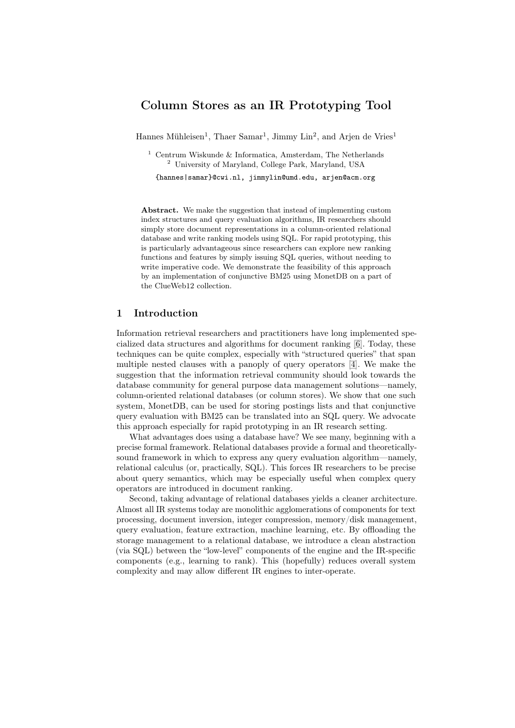# Column Stores as an IR Prototyping Tool

Hannes Mühleisen[1], Thaer Samar[1], Jimmy Lin[2], and Arjen de Vries[1]

[1] Centrum Wiskunde & Informatica, Amsterdam, The Netherlands
[2] University of Maryland, College Park, Maryland, USA

{hannes|samar}@cwi.nl, jimmylin@umd.edu, arjen@acm.org

**Abstract.** We make the suggestion that instead of implementing custom index structures and query evaluation algorithms, IR researchers should simply store document representations in a column-oriented relational database and write ranking models using SQL. For rapid prototyping, this is particularly advantageous since researchers can explore new ranking functions and features by simply issuing SQL queries, without needing to write imperative code. We demonstrate the feasibility of this approach by an implementation of conjunctive BM25 using MonetDB on a part of the ClueWeb12 collection.

## 1 Introduction

Information retrieval researchers and practitioners have long implemented specialized data structures and algorithms for document ranking [6]. Today, these techniques can be quite complex, especially with "structured queries" that span multiple nested clauses with a panoply of query operators [4]. We make the suggestion that the information retrieval community should look towards the database community for general purpose data management solutions—namely, column-oriented relational databases (or column stores). We show that one such system, MonetDB, can be used for storing postings lists and that conjunctive query evaluation with BM25 can be translated into an SQL query. We advocate this approach especially for rapid prototyping in an IR research setting.

What advantages does using a database have? We see many, beginning with a precise formal framework. Relational databases provide a formal and theoretically-sound framework in which to express any query evaluation algorithm—namely, relational calculus (or, practically, SQL). This forces IR researchers to be precise about query semantics, which may be especially useful when complex query operators are introduced in document ranking.

Second, taking advantage of relational databases yields a cleaner architecture. Almost all IR systems today are monolithic agglomerations of components for text processing, document inversion, integer compression, memory/disk management, query evaluation, feature extraction, machine learning, etc. By offloading the storage management to a relational database, we introduce a clean abstraction (via SQL) between the "low-level" components of the engine and the IR-specific components (e.g., learning to rank). This (hopefully) reduces overall system complexity and may allow different IR engines to inter-operate.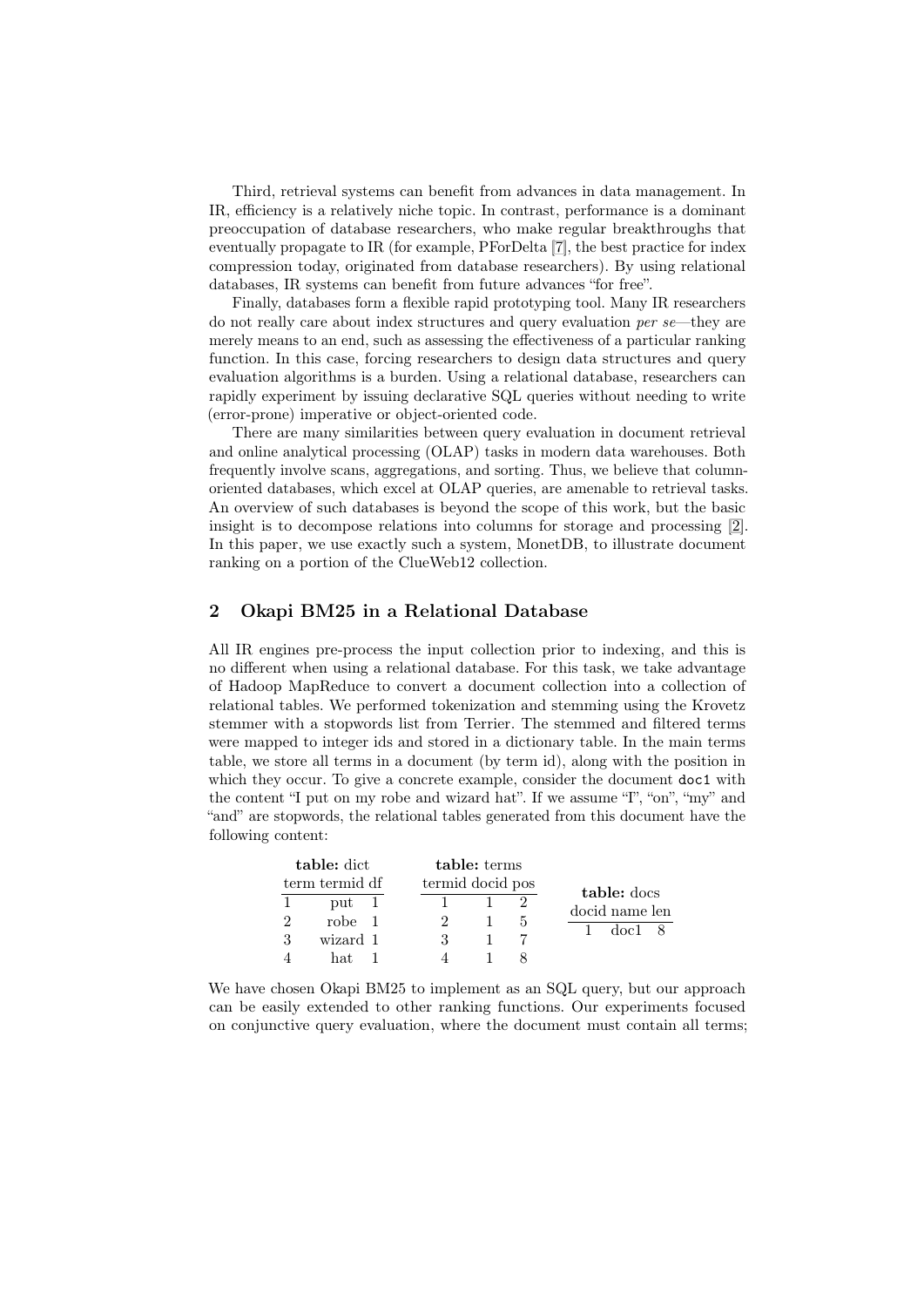Third, retrieval systems can benefit from advances in data management. In IR, efficiency is a relatively niche topic. In contrast, performance is a dominant preoccupation of database researchers, who make regular breakthroughs that eventually propagate to IR (for example, PForDelta [7], the best practice for index compression today, originated from database researchers). By using relational databases, IR systems can benefit from future advances "for free".

Finally, databases form a flexible rapid prototyping tool. Many IR researchers do not really care about index structures and query evaluation *per se*—they are merely means to an end, such as assessing the effectiveness of a particular ranking function. In this case, forcing researchers to design data structures and query evaluation algorithms is a burden. Using a relational database, researchers can rapidly experiment by issuing declarative SQL queries without needing to write (error-prone) imperative or object-oriented code.

There are many similarities between query evaluation in document retrieval and online analytical processing (OLAP) tasks in modern data warehouses. Both frequently involve scans, aggregations, and sorting. Thus, we believe that column-oriented databases, which excel at OLAP queries, are amenable to retrieval tasks. An overview of such databases is beyond the scope of this work, but the basic insight is to decompose relations into columns for storage and processing [2]. In this paper, we use exactly such a system, MonetDB, to illustrate document ranking on a portion of the ClueWeb12 collection.

## 2 Okapi BM25 in a Relational Database

All IR engines pre-process the input collection prior to indexing, and this is no different when using a relational database. For this task, we take advantage of Hadoop MapReduce to convert a document collection into a collection of relational tables. We performed tokenization and stemming using the Krovetz stemmer with a stopwords list from Terrier. The stemmed and filtered terms were mapped to integer ids and stored in a dictionary table. In the main terms table, we store all terms in a document (by term id), along with the position in which they occur. To give a concrete example, consider the document `doc1` with the content "I put on my robe and wizard hat". If we assume "I", "on", "my" and "and" are stopwords, the relational tables generated from this document have the following content:

**table:** dict

| termid | term | df |
|---|---|---|
| 1 | put | 1 |
| 2 | robe | 1 |
| 3 | wizard | 1 |
| 4 | hat | 1 |

**table:** terms

| termid | docid | pos |
|---|---|---|
| 1 | 1 | 2 |
| 2 | 1 | 5 |
| 3 | 1 | 7 |
| 4 | 1 | 8 |

**table:** docs

| docid | name | len |
|---|---|---|
| 1 | doc1 | 8 |

We have chosen Okapi BM25 to implement as an SQL query, but our approach can be easily extended to other ranking functions. Our experiments focused on conjunctive query evaluation, where the document must contain all terms;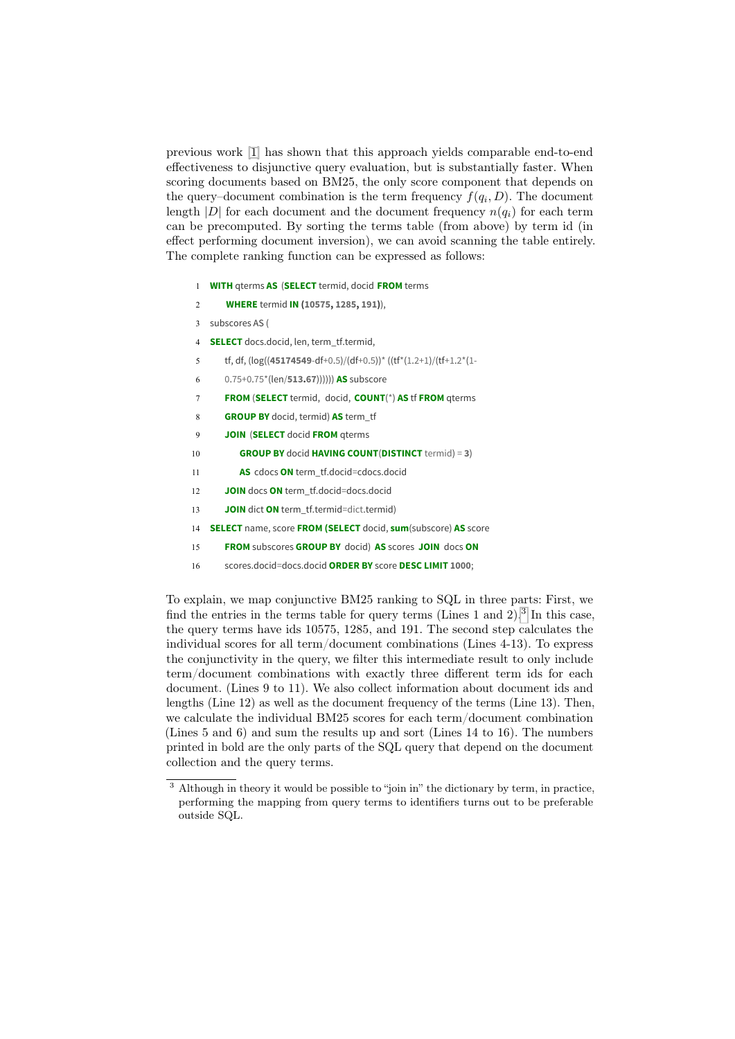previous work [1] has shown that this approach yields comparable end-to-end effectiveness to disjunctive query evaluation, but is substantially faster. When scoring documents based on BM25, the only score component that depends on the query–document combination is the term frequency $f(q_i, D)$. The document length $|D|$ for each document and the document frequency $n(q_i)$ for each term can be precomputed. By sorting the terms table (from above) by term id (in effect performing document inversion), we can avoid scanning the table entirely. The complete ranking function can be expressed as follows:

```
1  WITH qterms AS (SELECT termid, docid FROM terms
2      WHERE termid IN (10575, 1285, 191)),
3  subscores AS (
4  SELECT docs.docid, len, term_tf.termid,
5     tf, df, (log((45174549-df+0.5)/(df+0.5))* ((tf*(1.2+1)/(tf+1.2*(1-
6     0.75+0.75*(len/513.67)))))) AS subscore
7     FROM (SELECT termid, docid, COUNT(*) AS tf FROM qterms
8     GROUP BY docid, termid) AS term_tf
9     JOIN (SELECT docid FROM qterms
10        GROUP BY docid HAVING COUNT(DISTINCT termid) = 3)
11        AS cdocs ON term_tf.docid=cdocs.docid
12    JOIN docs ON term_tf.docid=docs.docid
13    JOIN dict ON term_tf.termid=dict.termid)
14 SELECT name, score FROM (SELECT docid, sum(subscore) AS score
15    FROM subscores GROUP BY docid) AS scores JOIN docs ON
16    scores.docid=docs.docid ORDER BY score DESC LIMIT 1000;
```

To explain, we map conjunctive BM25 ranking to SQL in three parts: First, we find the entries in the terms table for query terms (Lines 1 and 2).[3] In this case, the query terms have ids 10575, 1285, and 191. The second step calculates the individual scores for all term/document combinations (Lines 4-13). To express the conjunctivity in the query, we filter this intermediate result to only include term/document combinations with exactly three different term ids for each document. (Lines 9 to 11). We also collect information about document ids and lengths (Line 12) as well as the document frequency of the terms (Line 13). Then, we calculate the individual BM25 scores for each term/document combination (Lines 5 and 6) and sum the results up and sort (Lines 14 to 16). The numbers printed in bold are the only parts of the SQL query that depend on the document collection and the query terms.

[3] Although in theory it would be possible to "join in" the dictionary by term, in practice, performing the mapping from query terms to identifiers turns out to be preferable outside SQL.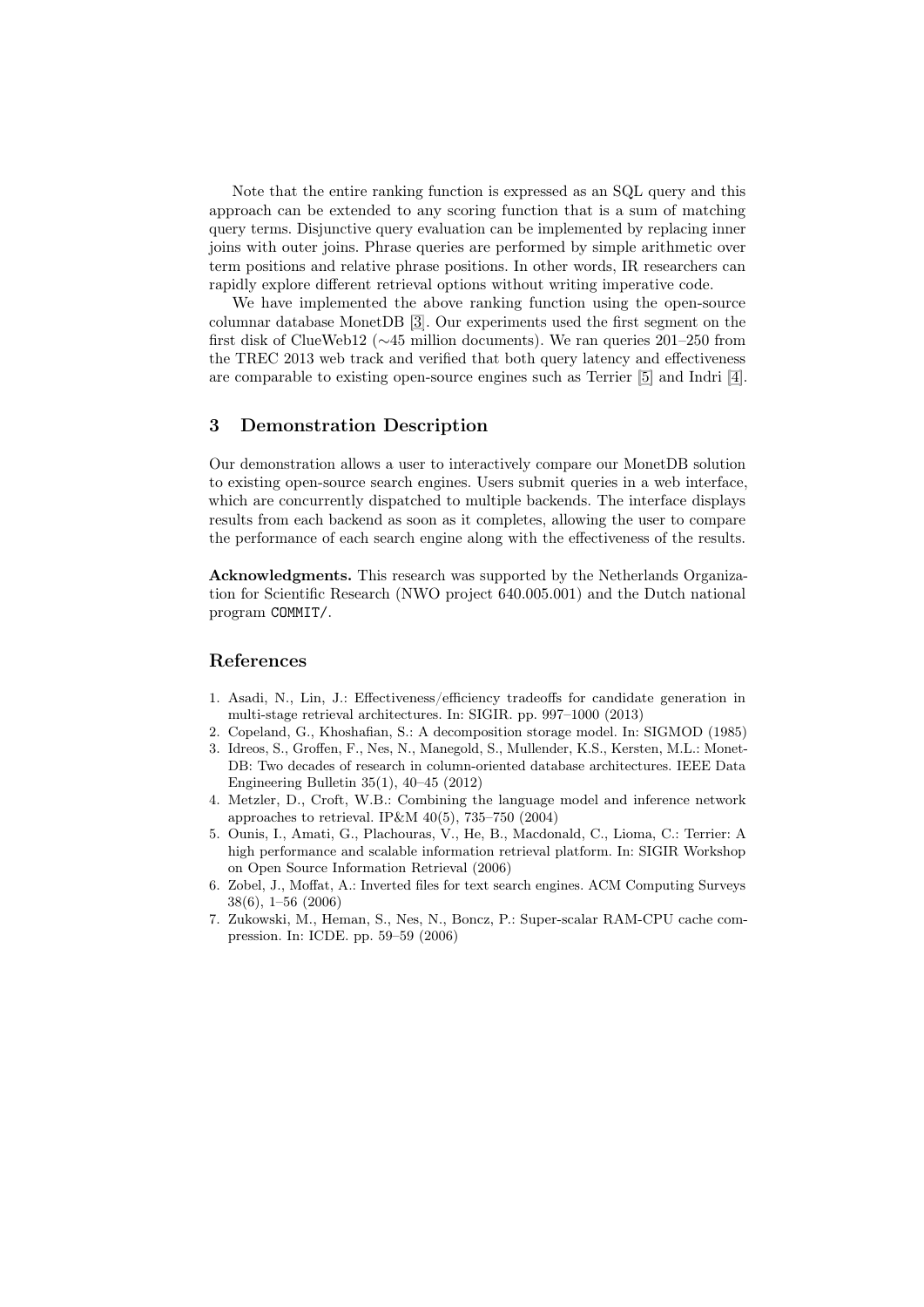Note that the entire ranking function is expressed as an SQL query and this approach can be extended to any scoring function that is a sum of matching query terms. Disjunctive query evaluation can be implemented by replacing inner joins with outer joins. Phrase queries are performed by simple arithmetic over term positions and relative phrase positions. In other words, IR researchers can rapidly explore different retrieval options without writing imperative code.

We have implemented the above ranking function using the open-source columnar database MonetDB [3]. Our experiments used the first segment on the first disk of ClueWeb12 (∼45 million documents). We ran queries 201–250 from the TREC 2013 web track and verified that both query latency and effectiveness are comparable to existing open-source engines such as Terrier [5] and Indri [4].

## 3 Demonstration Description

Our demonstration allows a user to interactively compare our MonetDB solution to existing open-source search engines. Users submit queries in a web interface, which are concurrently dispatched to multiple backends. The interface displays results from each backend as soon as it completes, allowing the user to compare the performance of each search engine along with the effectiveness of the results.

**Acknowledgments.** This research was supported by the Netherlands Organization for Scientific Research (NWO project 640.005.001) and the Dutch national program `COMMIT/`.

## References

1. Asadi, N., Lin, J.: Effectiveness/efficiency tradeoffs for candidate generation in multi-stage retrieval architectures. In: SIGIR. pp. 997–1000 (2013)
2. Copeland, G., Khoshafian, S.: A decomposition storage model. In: SIGMOD (1985)
3. Idreos, S., Groffen, F., Nes, N., Manegold, S., Mullender, K.S., Kersten, M.L.: MonetDB: Two decades of research in column-oriented database architectures. IEEE Data Engineering Bulletin 35(1), 40–45 (2012)
4. Metzler, D., Croft, W.B.: Combining the language model and inference network approaches to retrieval. IP&M 40(5), 735–750 (2004)
5. Ounis, I., Amati, G., Plachouras, V., He, B., Macdonald, C., Lioma, C.: Terrier: A high performance and scalable information retrieval platform. In: SIGIR Workshop on Open Source Information Retrieval (2006)
6. Zobel, J., Moffat, A.: Inverted files for text search engines. ACM Computing Surveys 38(6), 1–56 (2006)
7. Zukowski, M., Heman, S., Nes, N., Boncz, P.: Super-scalar RAM-CPU cache compression. In: ICDE. pp. 59–59 (2006)